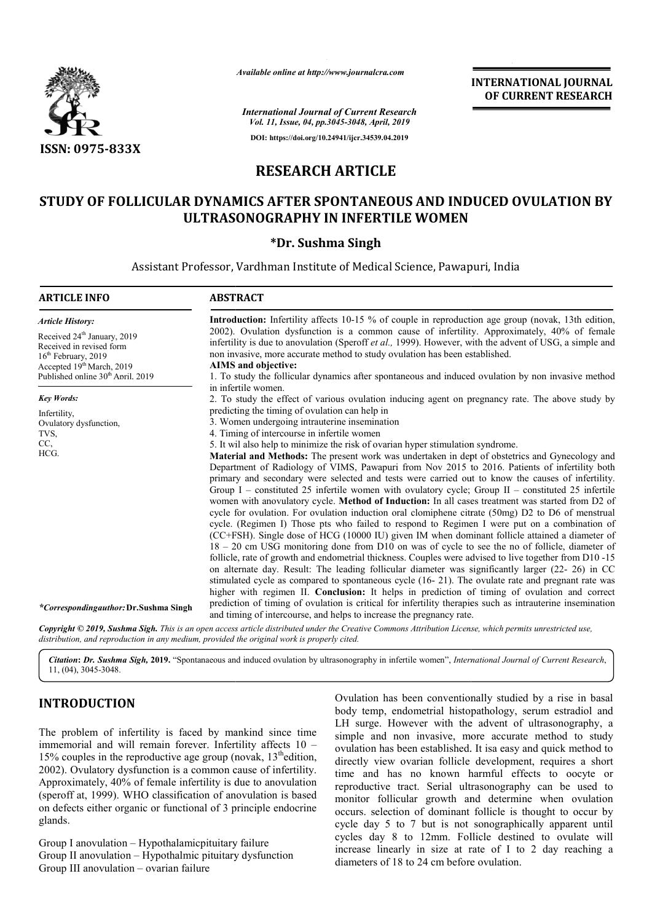*Available online at http://www.journalcra.com*

*International Journal of Current Research*
*Vol. 11, Issue, 04, pp.3045-3048, April, 2019*

**DOI: https://doi.org/10.24941/ijcr.34539.04.2019**

**ISSN: 0975-833X**

**INTERNATIONAL JOURNAL OF CURRENT RESEARCH**

# RESEARCH ARTICLE

# STUDY OF FOLLICULAR DYNAMICS AFTER SPONTANEOUS AND INDUCED OVULATION BY ULTRASONOGRAPHY IN INFERTILE WOMEN

**\*Dr. Sushma Singh**

Assistant Professor, Vardhman Institute of Medical Science, Pawapuri, India

## ARTICLE INFO

*Article History:*

Received 24th January, 2019
Received in revised form
16th February, 2019
Accepted 19th March, 2019
Published online 30th April, 2019

*Key Words:*

Infertility,
Ovulatory dysfunction,
TVS,
CC,
HCG.

*\*Correspondingauthor:* **Dr.Sushma Singh**

## ABSTRACT

**Introduction:** Infertility affects 10-15 % of couple in reproduction age group (novak, 13th edition, 2002). Ovulation dysfunction is a common cause of infertility. Approximately, 40% of female infertility is due to anovulation (Speroff *et al.,* 1999). However, with the advent of USG, a simple and non invasive, more accurate method to study ovulation has been established.

**AIMS and objective:**

1. To study the follicular dynamics after spontaneous and induced ovulation by non invasive method in infertile women.
2. To study the effect of various ovulation inducing agent on pregnancy rate. The above study by predicting the timing of ovulation can help in
3. Women undergoing intrauterine insemination
4. Timing of intercourse in infertile women
5. It wil also help to minimize the risk of ovarian hyper stimulation syndrome.

**Material and Methods:** The present work was undertaken in dept of obstetrics and Gynecology and Department of Radiology of VIMS, Pawapuri from Nov 2015 to 2016. Patients of infertility both primary and secondary were selected and tests were carried out to know the causes of infertility. Group I – constituted 25 infertile women with ovulatory cycle; Group II – constituted 25 infertile women with anovulatory cycle. **Method of Induction:** In all cases treatment was started from D2 of cycle for ovulation. For ovulation induction oral clomiphene citrate (50mg) D2 to D6 of menstrual cycle. (Regimen I) Those pts who failed to respond to Regimen I were put on a combination of (CC+FSH). Single dose of HCG (10000 IU) given IM when dominant follicle attained a diameter of 18 – 20 cm USG monitoring done from D10 on was of cycle to see the no of follicle, diameter of follicle, rate of growth and endometrial thickness. Couples were advised to live together from D10 -15 on alternate day. Result: The leading follicular diameter was significantly larger (22- 26) in CC stimulated cycle as compared to spontaneous cycle (16- 21). The ovulate rate and pregnant rate was higher with regimen II. **Conclusion:** It helps in prediction of timing of ovulation and correct prediction of timing of ovulation is critical for infertility therapies such as intrauterine insemination and timing of intercourse, and helps to increase the pregnancy rate.

*Copyright © 2019, Sushma Sigh. This is an open access article distributed under the Creative Commons Attribution License, which permits unrestricted use, distribution, and reproduction in any medium, provided the original work is properly cited.*

*Citation:* ***Dr. Sushma Sigh,* 2019.** "Spontanaeous and induced ovulation by ultrasonography in infertile women", *International Journal of Current Research*, 11, (04), 3045-3048.

## INTRODUCTION

The problem of infertility is faced by mankind since time immemorial and will remain forever. Infertility affects 10 – 15% couples in the reproductive age group (novak, 13thedition, 2002). Ovulatory dysfunction is a common cause of infertility. Approximately, 40% of female infertility is due to anovulation (speroff at, 1999). WHO classification of anovulation is based on defects either organic or functional of 3 principle endocrine glands.

Group I anovulation – Hypothalamicpituitary failure
Group II anovulation – Hypothalmic pituitary dysfunction
Group III anovulation – ovarian failure

Ovulation has been conventionally studied by a rise in basal body temp, endometrial histopathology, serum estradiol and LH surge. However with the advent of ultrasonography, a simple and non invasive, more accurate method to study ovulation has been established. It isa easy and quick method to directly view ovarian follicle development, requires a short time and has no known harmful effects to oocyte or reproductive tract. Serial ultrasonography can be used to monitor follicular growth and determine when ovulation occurs. selection of dominant follicle is thought to occur by cycle day 5 to 7 but is not sonographically apparent until cycles day 8 to 12mm. Follicle destined to ovulate will increase linearly in size at rate of I to 2 day reaching a diameters of 18 to 24 cm before ovulation.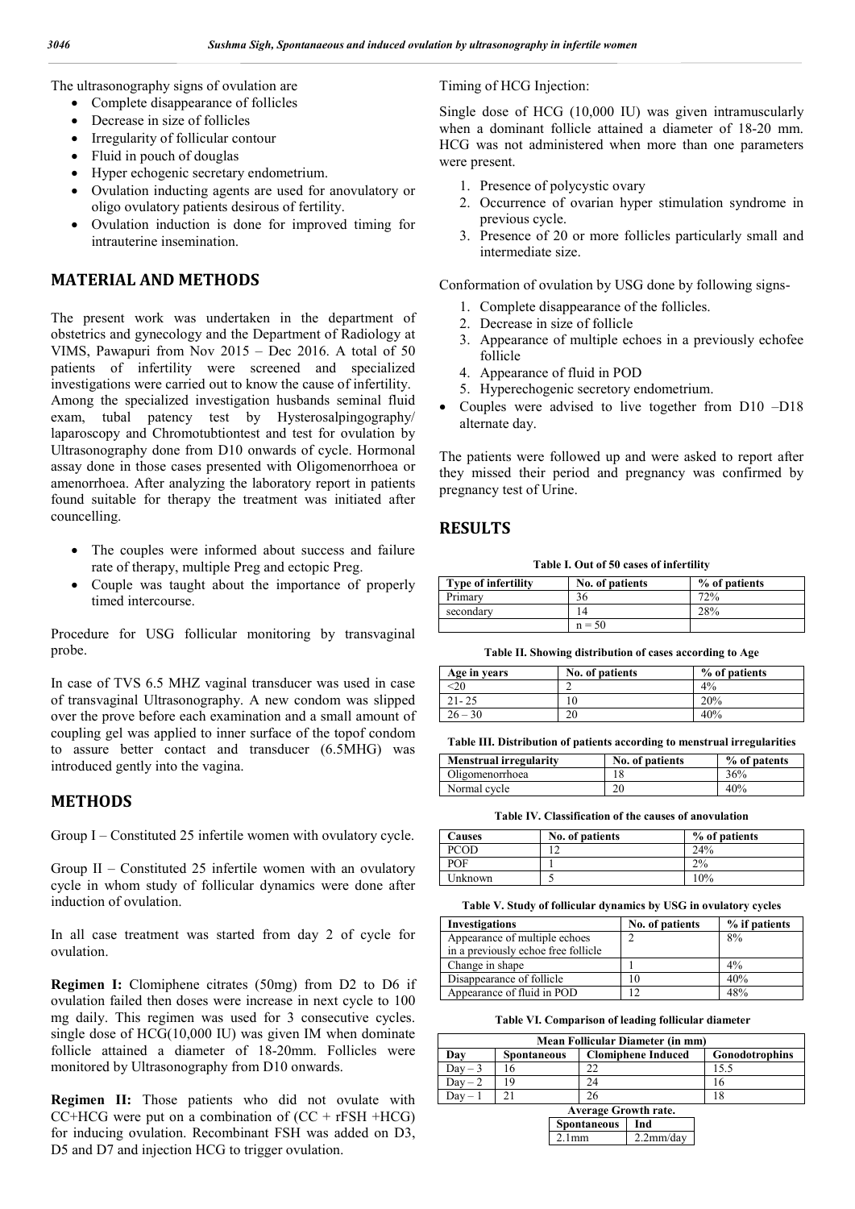The ultrasonography signs of ovulation are

- Complete disappearance of follicles
- Decrease in size of follicles
- Irregularity of follicular contour
- Fluid in pouch of douglas
- Hyper echogenic secretary endometrium.
- Ovulation inducting agents are used for anovulatory or oligo ovulatory patients desirous of fertility.
- Ovulation induction is done for improved timing for intrauterine insemination.

## MATERIAL AND METHODS

The present work was undertaken in the department of obstetrics and gynecology and the Department of Radiology at VIMS, Pawapuri from Nov 2015 – Dec 2016. A total of 50 patients of infertility were screened and specialized investigations were carried out to know the cause of infertility. Among the specialized investigation husbands seminal fluid exam, tubal patency test by Hysterosalpingography/ laparoscopy and Chromotubtiontest and test for ovulation by Ultrasonography done from D10 onwards of cycle. Hormonal assay done in those cases presented with Oligomenorrhoea or amenorrhoea. After analyzing the laboratory report in patients found suitable for therapy the treatment was initiated after councelling.

- The couples were informed about success and failure rate of therapy, multiple Preg and ectopic Preg.
- Couple was taught about the importance of properly timed intercourse.

Procedure for USG follicular monitoring by transvaginal probe.

In case of TVS 6.5 MHZ vaginal transducer was used in case of transvaginal Ultrasonography. A new condom was slipped over the prove before each examination and a small amount of coupling gel was applied to inner surface of the topof condom to assure better contact and transducer (6.5MHG) was introduced gently into the vagina.

## METHODS

Group I – Constituted 25 infertile women with ovulatory cycle.

Group II – Constituted 25 infertile women with an ovulatory cycle in whom study of follicular dynamics were done after induction of ovulation.

In all case treatment was started from day 2 of cycle for ovulation.

**Regimen I:** Clomiphene citrates (50mg) from D2 to D6 if ovulation failed then doses were increase in next cycle to 100 mg daily. This regimen was used for 3 consecutive cycles. single dose of HCG(10,000 IU) was given IM when dominate follicle attained a diameter of 18-20mm. Follicles were monitored by Ultrasonography from D10 onwards.

**Regimen II:** Those patients who did not ovulate with CC+HCG were put on a combination of (CC + rFSH +HCG) for inducing ovulation. Recombinant FSH was added on D3, D5 and D7 and injection HCG to trigger ovulation.

Timing of HCG Injection:

Single dose of HCG (10,000 IU) was given intramuscularly when a dominant follicle attained a diameter of 18-20 mm. HCG was not administered when more than one parameters were present.

1. Presence of polycystic ovary
2. Occurrence of ovarian hyper stimulation syndrome in previous cycle.
3. Presence of 20 or more follicles particularly small and intermediate size.

Conformation of ovulation by USG done by following signs-

1. Complete disappearance of the follicles.
2. Decrease in size of follicle
3. Appearance of multiple echoes in a previously echofee follicle
4. Appearance of fluid in POD
5. Hyperechogenic secretory endometrium.

- Couples were advised to live together from D10 –D18 alternate day.

The patients were followed up and were asked to report after they missed their period and pregnancy was confirmed by pregnancy test of Urine.

## RESULTS

**Table I. Out of 50 cases of infertility**

| Type of infertility | No. of patients | % of patients |
|---|---|---|
| Primary | 36 | 72% |
| secondary | 14 | 28% |
| | n = 50 | |

**Table II. Showing distribution of cases according to Age**

| Age in years | No. of patients | % of patients |
|---|---|---|
| <20 | 2 | 4% |
| 21- 25 | 10 | 20% |
| 26 – 30 | 20 | 40% |

**Table III. Distribution of patients according to menstrual irregularities**

| Menstrual irregularity | No. of patients | % of patents |
|---|---|---|
| Oligomenorrhoea | 18 | 36% |
| Normal cycle | 20 | 40% |

**Table IV. Classification of the causes of anovulation**

| Causes | No. of patients | % of patients |
|---|---|---|
| PCOD | 12 | 24% |
| POF | 1 | 2% |
| Unknown | 5 | 10% |

**Table V. Study of follicular dynamics by USG in ovulatory cycles**

| Investigations | No. of patients | % if patients |
|---|---|---|
| Appearance of multiple echoes in a previously echoe free follicle | 2 | 8% |
| Change in shape | 1 | 4% |
| Disappearance of follicle | 10 | 40% |
| Appearance of fluid in POD | 12 | 48% |

**Table VI. Comparison of leading follicular diameter**

| Mean Follicular Diameter (in mm) | | | |
|---|---|---|---|
| Day | Spontaneous | Clomiphene Induced | Gonodotrophins |
| Day – 3 | 16 | 22 | 15.5 |
| Day – 2 | 19 | 24 | 16 |
| Day – 1 | 21 | 26 | 18 |

**Average Growth rate.**

| Spontaneous | Ind |
|---|---|
| 2.1mm | 2.2mm/day |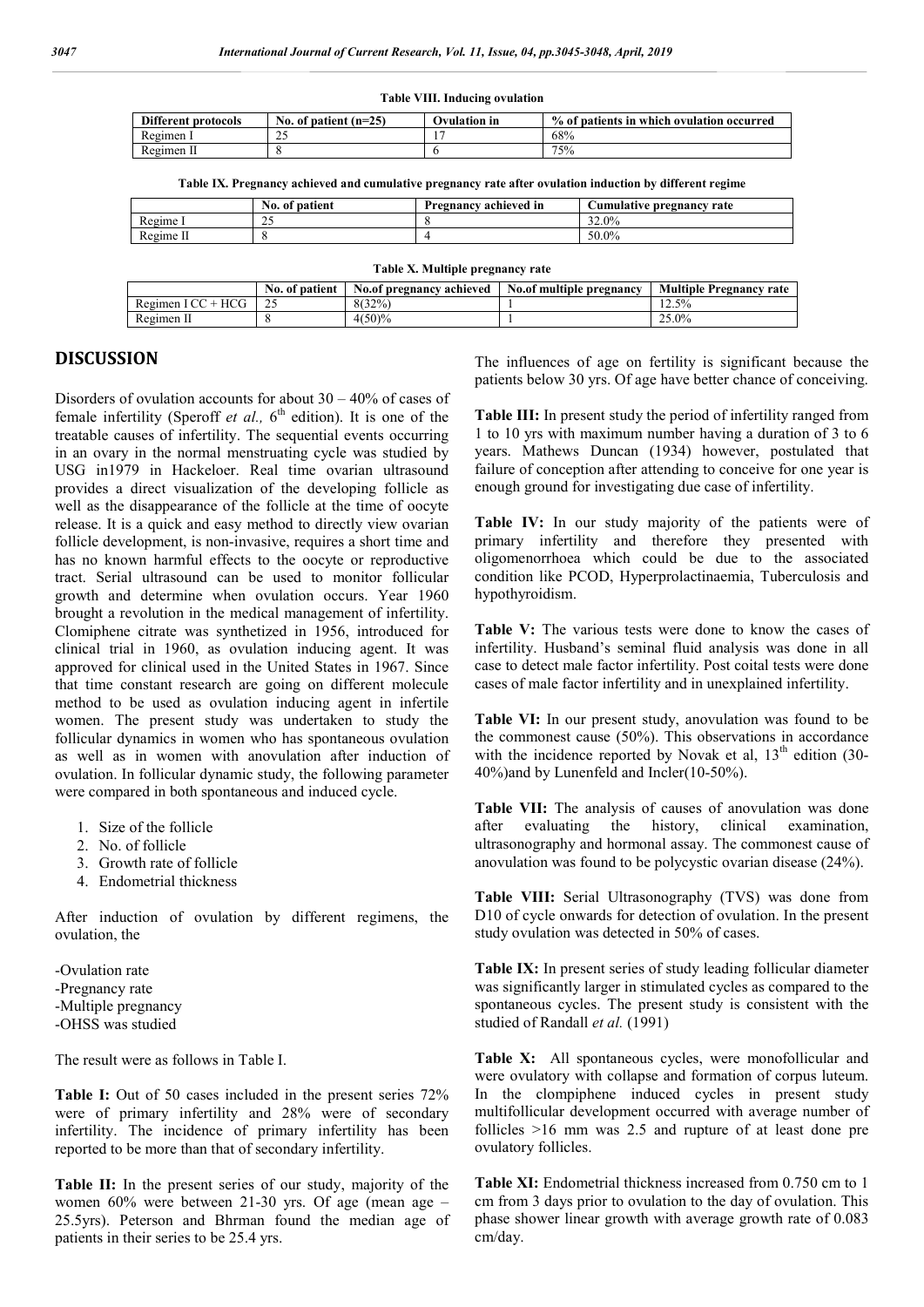**Table VIII. Inducing ovulation**

| Different protocols | No. of patient (n=25) | Ovulation in | % of patients in which ovulation occurred |
| --- | --- | --- | --- |
| Regimen I | 25 | 17 | 68% |
| Regimen II | 8 | 6 | 75% |

**Table IX. Pregnancy achieved and cumulative pregnancy rate after ovulation induction by different regime**

| | No. of patient | Pregnancy achieved in | Cumulative pregnancy rate |
| --- | --- | --- | --- |
| Regime I | 25 | 8 | 32.0% |
| Regime II | 8 | 4 | 50.0% |

**Table X. Multiple pregnancy rate**

| | No. of patient | No.of pregnancy achieved | No.of multiple pregnancy | Multiple Pregnancy rate |
| --- | --- | --- | --- | --- |
| Regimen I CC + HCG | 25 | 8(32%) | 1 | 12.5% |
| Regimen II | 8 | 4(50)% | 1 | 25.0% |

## DISCUSSION

Disorders of ovulation accounts for about 30 – 40% of cases of female infertility (Speroff *et al.,* 6th edition). It is one of the treatable causes of infertility. The sequential events occurring in an ovary in the normal menstruating cycle was studied by USG in1979 in Hackeloer. Real time ovarian ultrasound provides a direct visualization of the developing follicle as well as the disappearance of the follicle at the time of oocyte release. It is a quick and easy method to directly view ovarian follicle development, is non-invasive, requires a short time and has no known harmful effects to the oocyte or reproductive tract. Serial ultrasound can be used to monitor follicular growth and determine when ovulation occurs. Year 1960 brought a revolution in the medical management of infertility. Clomiphene citrate was synthetized in 1956, introduced for clinical trial in 1960, as ovulation inducing agent. It was approved for clinical used in the United States in 1967. Since that time constant research are going on different molecule method to be used as ovulation inducing agent in infertile women. The present study was undertaken to study the follicular dynamics in women who has spontaneous ovulation as well as in women with anovulation after induction of ovulation. In follicular dynamic study, the following parameter were compared in both spontaneous and induced cycle.

1. Size of the follicle
2. No. of follicle
3. Growth rate of follicle
4. Endometrial thickness

After induction of ovulation by different regimens, the ovulation, the

-Ovulation rate
-Pregnancy rate
-Multiple pregnancy
-OHSS was studied

The result were as follows in Table I.

**Table I:** Out of 50 cases included in the present series 72% were of primary infertility and 28% were of secondary infertility. The incidence of primary infertility has been reported to be more than that of secondary infertility.

**Table II:** In the present series of our study, majority of the women 60% were between 21-30 yrs. Of age (mean age – 25.5yrs). Peterson and Bhrman found the median age of patients in their series to be 25.4 yrs.

The influences of age on fertility is significant because the patients below 30 yrs. Of age have better chance of conceiving.

**Table III:** In present study the period of infertility ranged from 1 to 10 yrs with maximum number having a duration of 3 to 6 years. Mathews Duncan (1934) however, postulated that failure of conception after attending to conceive for one year is enough ground for investigating due case of infertility.

**Table IV:** In our study majority of the patients were of primary infertility and therefore they presented with oligomenorrhoea which could be due to the associated condition like PCOD, Hyperprolactinaemia, Tuberculosis and hypothyroidism.

**Table V:** The various tests were done to know the cases of infertility. Husband's seminal fluid analysis was done in all case to detect male factor infertility. Post coital tests were done cases of male factor infertility and in unexplained infertility.

**Table VI:** In our present study, anovulation was found to be the commonest cause (50%). This observations in accordance with the incidence reported by Novak et al, 13th edition (30-40%)and by Lunenfeld and Incler(10-50%).

**Table VII:** The analysis of causes of anovulation was done after evaluating the history, clinical examination, ultrasonography and hormonal assay. The commonest cause of anovulation was found to be polycystic ovarian disease (24%).

**Table VIII:** Serial Ultrasonography (TVS) was done from D10 of cycle onwards for detection of ovulation. In the present study ovulation was detected in 50% of cases.

**Table IX:** In present series of study leading follicular diameter was significantly larger in stimulated cycles as compared to the spontaneous cycles. The present study is consistent with the studied of Randall *et al.* (1991)

**Table X:** All spontaneous cycles, were monofollicular and were ovulatory with collapse and formation of corpus luteum. In the clompiphene induced cycles in present study multifollicular development occurred with average number of follicles >16 mm was 2.5 and rupture of at least done pre ovulatory follicles.

**Table XI:** Endometrial thickness increased from 0.750 cm to 1 cm from 3 days prior to ovulation to the day of ovulation. This phase shower linear growth with average growth rate of 0.083 cm/day.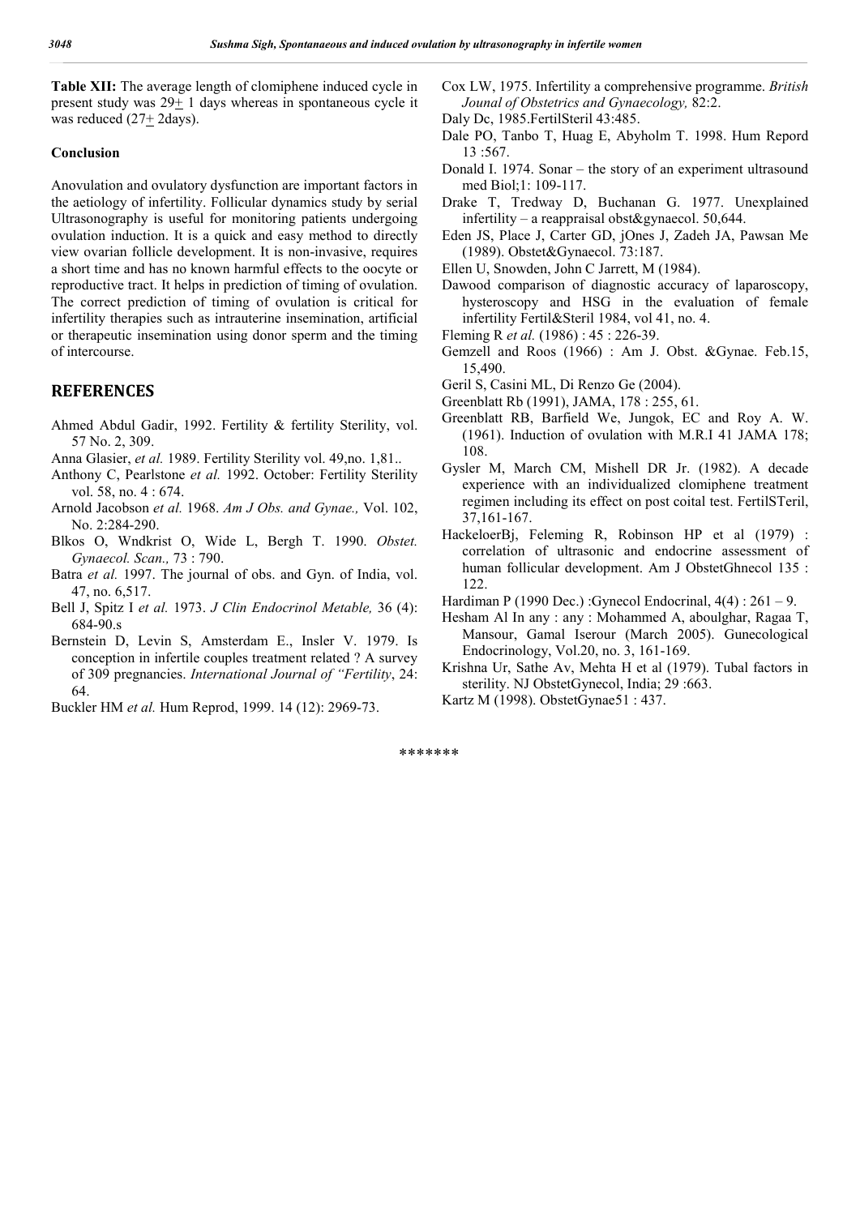**Table XII:** The average length of clomiphene induced cycle in present study was 29$\pm$ 1 days whereas in spontaneous cycle it was reduced (27$\pm$ 2days).

### Conclusion

Anovulation and ovulatory dysfunction are important factors in the aetiology of infertility. Follicular dynamics study by serial Ultrasonography is useful for monitoring patients undergoing ovulation induction. It is a quick and easy method to directly view ovarian follicle development. It is non-invasive, requires a short time and has no known harmful effects to the oocyte or reproductive tract. It helps in prediction of timing of ovulation. The correct prediction of timing of ovulation is critical for infertility therapies such as intrauterine insemination, artificial or therapeutic insemination using donor sperm and the timing of intercourse.

## REFERENCES

Ahmed Abdul Gadir, 1992. Fertility & fertility Sterility, vol. 57 No. 2, 309.

Anna Glasier, *et al.* 1989. Fertility Sterility vol. 49,no. 1,81..

Anthony C, Pearlstone *et al.* 1992. October: Fertility Sterility vol. 58, no. 4 : 674.

Arnold Jacobson *et al.* 1968. *Am J Obs. and Gynae.,* Vol. 102, No. 2:284-290.

Blkos O, Wndkrist O, Wide L, Bergh T. 1990. *Obstet. Gynaecol. Scan.,* 73 : 790.

Batra *et al.* 1997. The journal of obs. and Gyn. of India, vol. 47, no. 6,517.

Bell J, Spitz I *et al.* 1973. *J Clin Endocrinol Metable,* 36 (4): 684-90.s

Bernstein D, Levin S, Amsterdam E., Insler V. 1979. Is conception in infertile couples treatment related ? A survey of 309 pregnancies. *International Journal of "Fertility*, 24: 64.

Buckler HM *et al.* Hum Reprod, 1999. 14 (12): 2969-73.

Cox LW, 1975. Infertility a comprehensive programme. *British Jounal of Obstetrics and Gynaecology,* 82:2.

Daly Dc, 1985.FertilSteril 43:485.

Dale PO, Tanbo T, Huag E, Abyholm T. 1998. Hum Repord 13 :567.

Donald I. 1974. Sonar – the story of an experiment ultrasound med Biol;1: 109-117.

Drake T, Tredway D, Buchanan G. 1977. Unexplained infertility – a reappraisal obst&gynaecol. 50,644.

Eden JS, Place J, Carter GD, jOnes J, Zadeh JA, Pawsan Me (1989). Obstet&Gynaecol. 73:187.

Ellen U, Snowden, John C Jarrett, M (1984).

Dawood comparison of diagnostic accuracy of laparoscopy, hysteroscopy and HSG in the evaluation of female infertility Fertil&Steril 1984, vol 41, no. 4.

Fleming R *et al.* (1986) : 45 : 226-39.

Gemzell and Roos (1966) : Am J. Obst. &Gynae. Feb.15, 15,490.

Geril S, Casini ML, Di Renzo Ge (2004).

Greenblatt Rb (1991), JAMA, 178 : 255, 61.

Greenblatt RB, Barfield We, Jungok, EC and Roy A. W. (1961). Induction of ovulation with M.R.I 41 JAMA 178; 108.

Gysler M, March CM, Mishell DR Jr. (1982). A decade experience with an individualized clomiphene treatment regimen including its effect on post coital test. FertilSTeril, 37,161-167.

HackeloerBj, Feleming R, Robinson HP et al (1979) : correlation of ultrasonic and endocrine assessment of human follicular development. Am J ObstetGhnecol 135 : 122.

Hardiman P (1990 Dec.) :Gynecol Endocrinal, 4(4) : 261 – 9.

Hesham Al In any : any : Mohammed A, aboulghar, Ragaa T, Mansour, Gamal Iserour (March 2005). Gunecological Endocrinology, Vol.20, no. 3, 161-169.

Krishna Ur, Sathe Av, Mehta H et al (1979). Tubal factors in sterility. NJ ObstetGynecol, India; 29 :663.

Kartz M (1998). ObstetGynae51 : 437.

\*\*\*\*\*\*\*